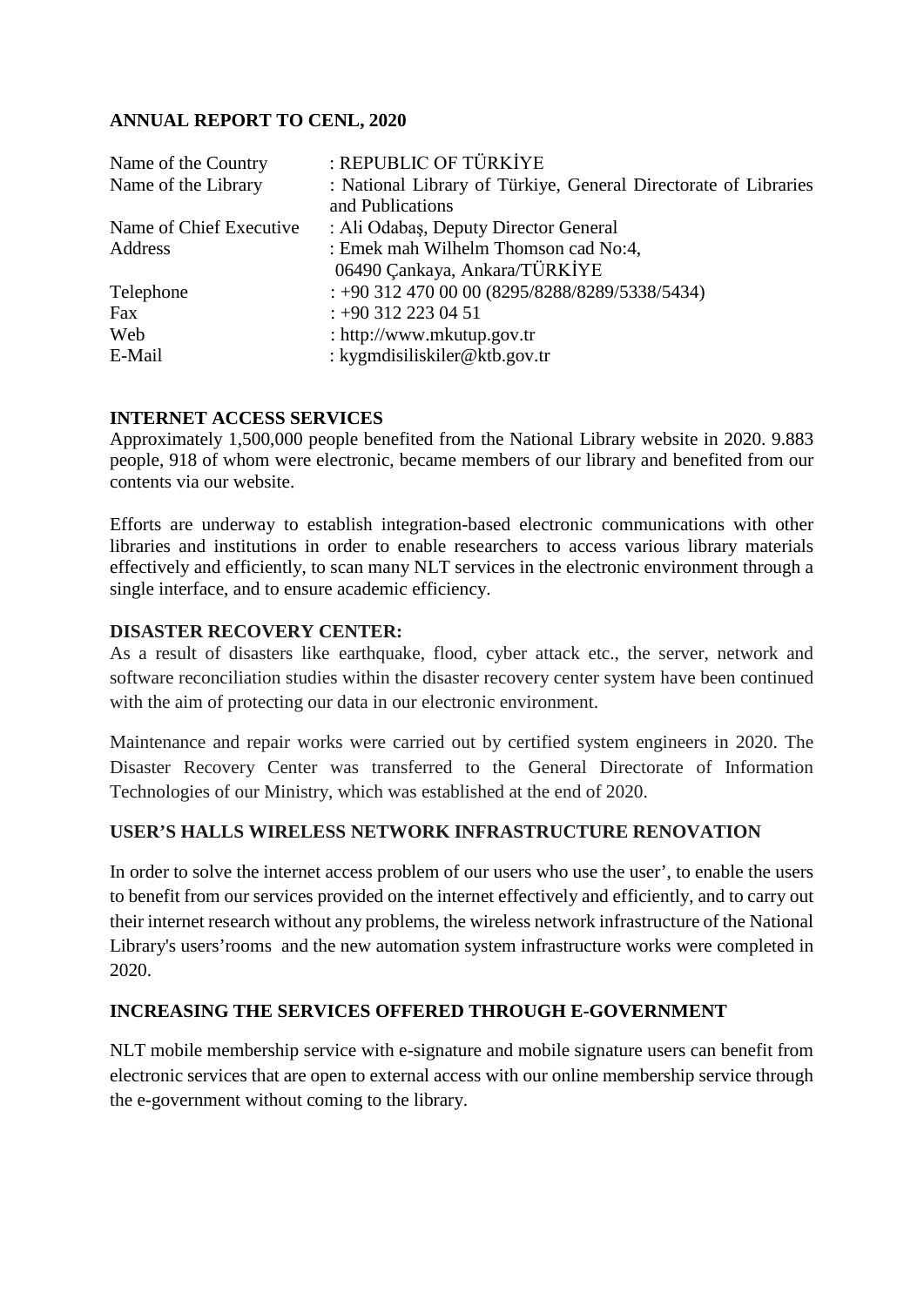**ANNUAL REPORT TO CENL, 2020**

| | |
|---|---|
| Name of the Country | : REPUBLIC OF TÜRKİYE |
| Name of the Library | : National Library of Türkiye, General Directorate of Libraries and Publications |
| Name of Chief Executive | : Ali Odabaş, Deputy Director General |
| Address | : Emek mah Wilhelm Thomson cad No:4, 06490 Çankaya, Ankara/TÜRKİYE |
| Telephone | : +90 312 470 00 00 (8295/8288/8289/5338/5434) |
| Fax | : +90 312 223 04 51 |
| Web | : http://www.mkutup.gov.tr |
| E-Mail | : kygmdisiliskiler@ktb.gov.tr |

**INTERNET ACCESS SERVICES**

Approximately 1,500,000 people benefited from the National Library website in 2020. 9.883 people, 918 of whom were electronic, became members of our library and benefited from our contents via our website.

Efforts are underway to establish integration-based electronic communications with other libraries and institutions in order to enable researchers to access various library materials effectively and efficiently, to scan many NLT services in the electronic environment through a single interface, and to ensure academic efficiency.

**DISASTER RECOVERY CENTER:**

As a result of disasters like earthquake, flood, cyber attack etc., the server, network and software reconciliation studies within the disaster recovery center system have been continued with the aim of protecting our data in our electronic environment.

Maintenance and repair works were carried out by certified system engineers in 2020. The Disaster Recovery Center was transferred to the General Directorate of Information Technologies of our Ministry, which was established at the end of 2020.

**USER'S HALLS WIRELESS NETWORK INFRASTRUCTURE RENOVATION**

In order to solve the internet access problem of our users who use the user', to enable the users to benefit from our services provided on the internet effectively and efficiently, and to carry out their internet research without any problems, the wireless network infrastructure of the National Library's users'rooms and the new automation system infrastructure works were completed in 2020.

**INCREASING THE SERVICES OFFERED THROUGH E-GOVERNMENT**

NLT mobile membership service with e-signature and mobile signature users can benefit from electronic services that are open to external access with our online membership service through the e-government without coming to the library.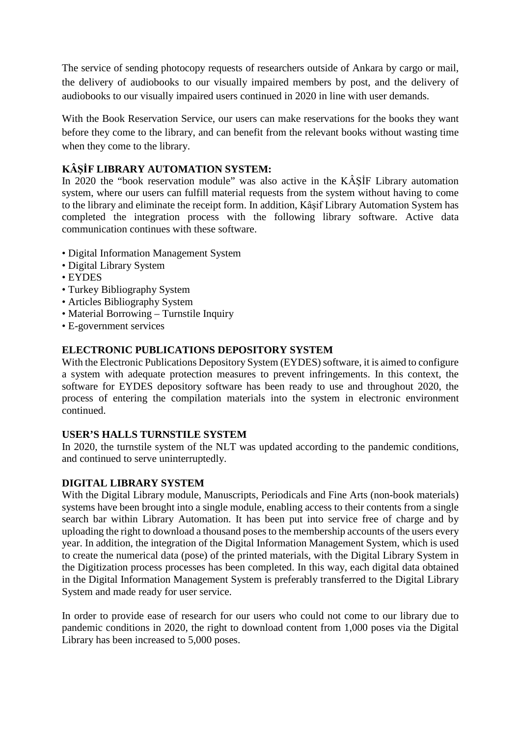The service of sending photocopy requests of researchers outside of Ankara by cargo or mail, the delivery of audiobooks to our visually impaired members by post, and the delivery of audiobooks to our visually impaired users continued in 2020 in line with user demands.

With the Book Reservation Service, our users can make reservations for the books they want before they come to the library, and can benefit from the relevant books without wasting time when they come to the library.

**KÂŞİF LIBRARY AUTOMATION SYSTEM:**

In 2020 the "book reservation module" was also active in the KÂŞİF Library automation system, where our users can fulfill material requests from the system without having to come to the library and eliminate the receipt form. In addition, Kâşif Library Automation System has completed the integration process with the following library software. Active data communication continues with these software.

- Digital Information Management System
- Digital Library System
- EYDES
- Turkey Bibliography System
- Articles Bibliography System
- Material Borrowing – Turnstile Inquiry
- E-government services

**ELECTRONIC PUBLICATIONS DEPOSITORY SYSTEM**

With the Electronic Publications Depository System (EYDES) software, it is aimed to configure a system with adequate protection measures to prevent infringements. In this context, the software for EYDES depository software has been ready to use and throughout 2020, the process of entering the compilation materials into the system in electronic environment continued.

**USER'S HALLS TURNSTILE SYSTEM**

In 2020, the turnstile system of the NLT was updated according to the pandemic conditions, and continued to serve uninterruptedly.

**DIGITAL LIBRARY SYSTEM**

With the Digital Library module, Manuscripts, Periodicals and Fine Arts (non-book materials) systems have been brought into a single module, enabling access to their contents from a single search bar within Library Automation. It has been put into service free of charge and by uploading the right to download a thousand poses to the membership accounts of the users every year. In addition, the integration of the Digital Information Management System, which is used to create the numerical data (pose) of the printed materials, with the Digital Library System in the Digitization process processes has been completed. In this way, each digital data obtained in the Digital Information Management System is preferably transferred to the Digital Library System and made ready for user service.

In order to provide ease of research for our users who could not come to our library due to pandemic conditions in 2020, the right to download content from 1,000 poses via the Digital Library has been increased to 5,000 poses.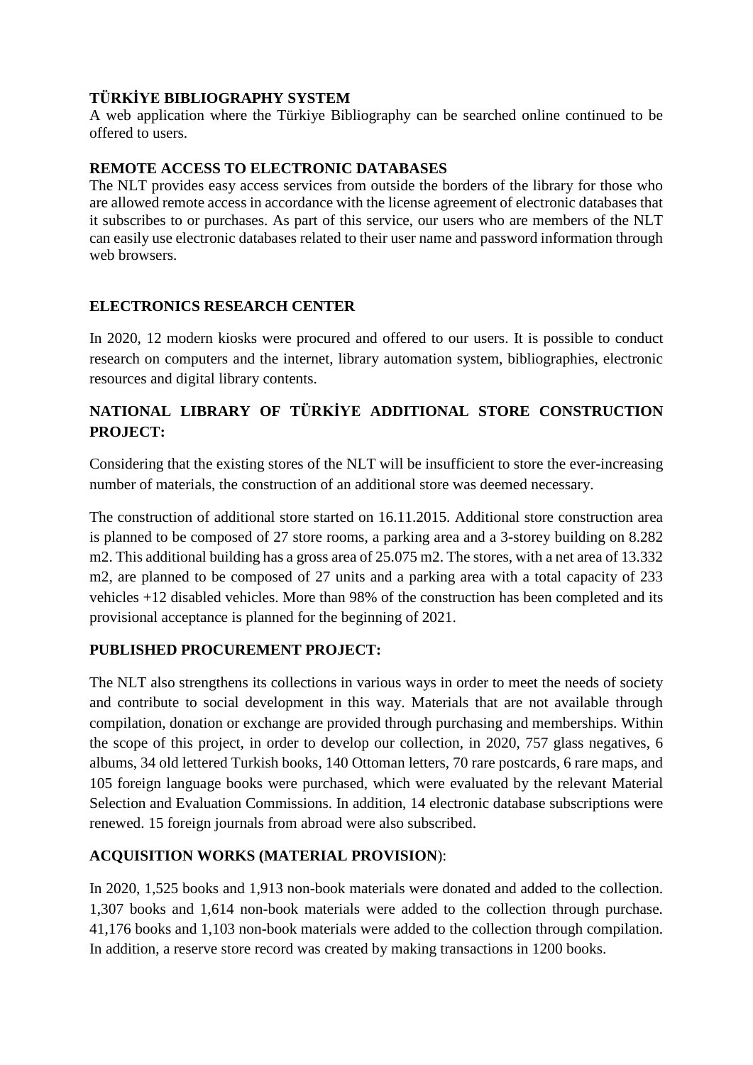**TÜRKİYE BIBLIOGRAPHY SYSTEM**

A web application where the Türkiye Bibliography can be searched online continued to be offered to users.

**REMOTE ACCESS TO ELECTRONIC DATABASES**

The NLT provides easy access services from outside the borders of the library for those who are allowed remote access in accordance with the license agreement of electronic databases that it subscribes to or purchases. As part of this service, our users who are members of the NLT can easily use electronic databases related to their user name and password information through web browsers.

**ELECTRONICS RESEARCH CENTER**

In 2020, 12 modern kiosks were procured and offered to our users. It is possible to conduct research on computers and the internet, library automation system, bibliographies, electronic resources and digital library contents.

**NATIONAL LIBRARY OF TÜRKİYE ADDITIONAL STORE CONSTRUCTION PROJECT:**

Considering that the existing stores of the NLT will be insufficient to store the ever-increasing number of materials, the construction of an additional store was deemed necessary.

The construction of additional store started on 16.11.2015. Additional store construction area is planned to be composed of 27 store rooms, a parking area and a 3-storey building on 8.282 m2. This additional building has a gross area of 25.075 m2. The stores, with a net area of 13.332 m2, are planned to be composed of 27 units and a parking area with a total capacity of 233 vehicles +12 disabled vehicles. More than 98% of the construction has been completed and its provisional acceptance is planned for the beginning of 2021.

**PUBLISHED PROCUREMENT PROJECT:**

The NLT also strengthens its collections in various ways in order to meet the needs of society and contribute to social development in this way. Materials that are not available through compilation, donation or exchange are provided through purchasing and memberships. Within the scope of this project, in order to develop our collection, in 2020, 757 glass negatives, 6 albums, 34 old lettered Turkish books, 140 Ottoman letters, 70 rare postcards, 6 rare maps, and 105 foreign language books were purchased, which were evaluated by the relevant Material Selection and Evaluation Commissions. In addition, 14 electronic database subscriptions were renewed. 15 foreign journals from abroad were also subscribed.

**ACQUISITION WORKS (MATERIAL PROVISION)**:

In 2020, 1,525 books and 1,913 non-book materials were donated and added to the collection. 1,307 books and 1,614 non-book materials were added to the collection through purchase. 41,176 books and 1,103 non-book materials were added to the collection through compilation. In addition, a reserve store record was created by making transactions in 1200 books.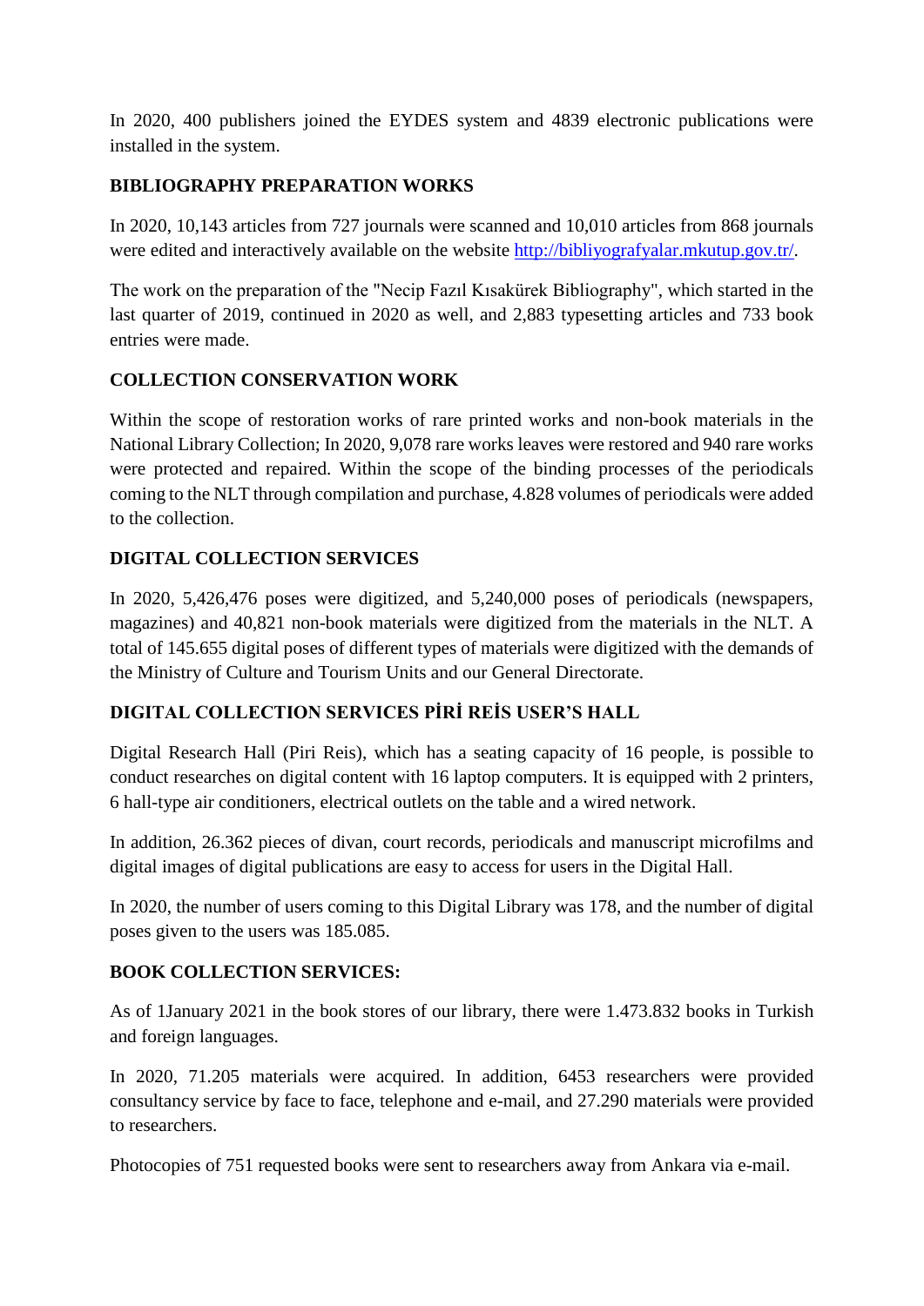In 2020, 400 publishers joined the EYDES system and 4839 electronic publications were installed in the system.

## BIBLIOGRAPHY PREPARATION WORKS

In 2020, 10,143 articles from 727 journals were scanned and 10,010 articles from 868 journals were edited and interactively available on the website http://bibliyografyalar.mkutup.gov.tr/.

The work on the preparation of the "Necip Fazıl Kısakürek Bibliography", which started in the last quarter of 2019, continued in 2020 as well, and 2,883 typesetting articles and 733 book entries were made.

## COLLECTION CONSERVATION WORK

Within the scope of restoration works of rare printed works and non-book materials in the National Library Collection; In 2020, 9,078 rare works leaves were restored and 940 rare works were protected and repaired. Within the scope of the binding processes of the periodicals coming to the NLT through compilation and purchase, 4.828 volumes of periodicals were added to the collection.

## DIGITAL COLLECTION SERVICES

In 2020, 5,426,476 poses were digitized, and 5,240,000 poses of periodicals (newspapers, magazines) and 40,821 non-book materials were digitized from the materials in the NLT. A total of 145.655 digital poses of different types of materials were digitized with the demands of the Ministry of Culture and Tourism Units and our General Directorate.

## DIGITAL COLLECTION SERVICES PİRİ REİS USER'S HALL

Digital Research Hall (Piri Reis), which has a seating capacity of 16 people, is possible to conduct researches on digital content with 16 laptop computers. It is equipped with 2 printers, 6 hall-type air conditioners, electrical outlets on the table and a wired network.

In addition, 26.362 pieces of divan, court records, periodicals and manuscript microfilms and digital images of digital publications are easy to access for users in the Digital Hall.

In 2020, the number of users coming to this Digital Library was 178, and the number of digital poses given to the users was 185.085.

## BOOK COLLECTION SERVICES:

As of 1January 2021 in the book stores of our library, there were 1.473.832 books in Turkish and foreign languages.

In 2020, 71.205 materials were acquired. In addition, 6453 researchers were provided consultancy service by face to face, telephone and e-mail, and 27.290 materials were provided to researchers.

Photocopies of 751 requested books were sent to researchers away from Ankara via e-mail.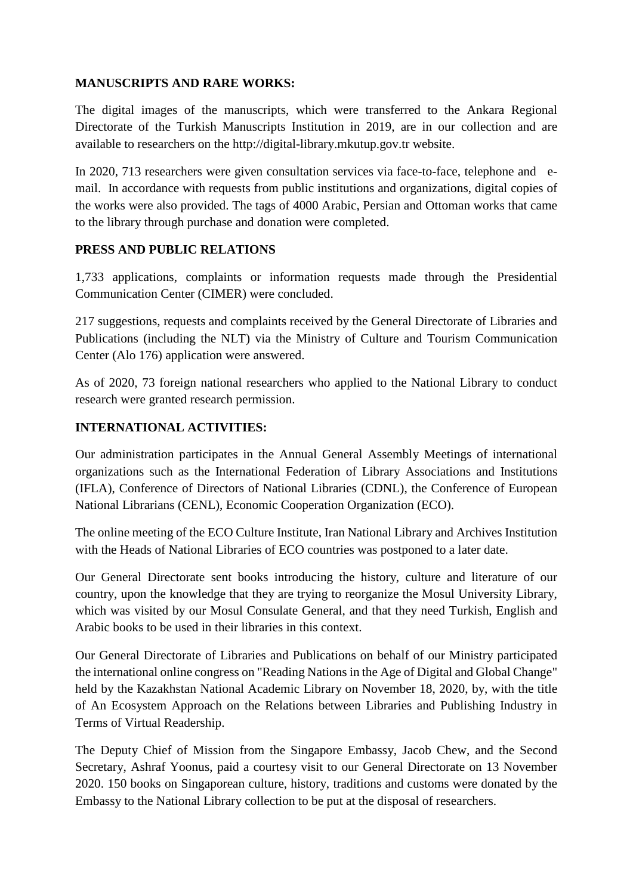**MANUSCRIPTS AND RARE WORKS:**

The digital images of the manuscripts, which were transferred to the Ankara Regional Directorate of the Turkish Manuscripts Institution in 2019, are in our collection and are available to researchers on the http://digital-library.mkutup.gov.tr website.

In 2020, 713 researchers were given consultation services via face-to-face, telephone and e-mail. In accordance with requests from public institutions and organizations, digital copies of the works were also provided. The tags of 4000 Arabic, Persian and Ottoman works that came to the library through purchase and donation were completed.

**PRESS AND PUBLIC RELATIONS**

1,733 applications, complaints or information requests made through the Presidential Communication Center (CIMER) were concluded.

217 suggestions, requests and complaints received by the General Directorate of Libraries and Publications (including the NLT) via the Ministry of Culture and Tourism Communication Center (Alo 176) application were answered.

As of 2020, 73 foreign national researchers who applied to the National Library to conduct research were granted research permission.

**INTERNATIONAL ACTIVITIES:**

Our administration participates in the Annual General Assembly Meetings of international organizations such as the International Federation of Library Associations and Institutions (IFLA), Conference of Directors of National Libraries (CDNL), the Conference of European National Librarians (CENL), Economic Cooperation Organization (ECO).

The online meeting of the ECO Culture Institute, Iran National Library and Archives Institution with the Heads of National Libraries of ECO countries was postponed to a later date.

Our General Directorate sent books introducing the history, culture and literature of our country, upon the knowledge that they are trying to reorganize the Mosul University Library, which was visited by our Mosul Consulate General, and that they need Turkish, English and Arabic books to be used in their libraries in this context.

Our General Directorate of Libraries and Publications on behalf of our Ministry participated the international online congress on "Reading Nations in the Age of Digital and Global Change" held by the Kazakhstan National Academic Library on November 18, 2020, by, with the title of An Ecosystem Approach on the Relations between Libraries and Publishing Industry in Terms of Virtual Readership.

The Deputy Chief of Mission from the Singapore Embassy, Jacob Chew, and the Second Secretary, Ashraf Yoonus, paid a courtesy visit to our General Directorate on 13 November 2020. 150 books on Singaporean culture, history, traditions and customs were donated by the Embassy to the National Library collection to be put at the disposal of researchers.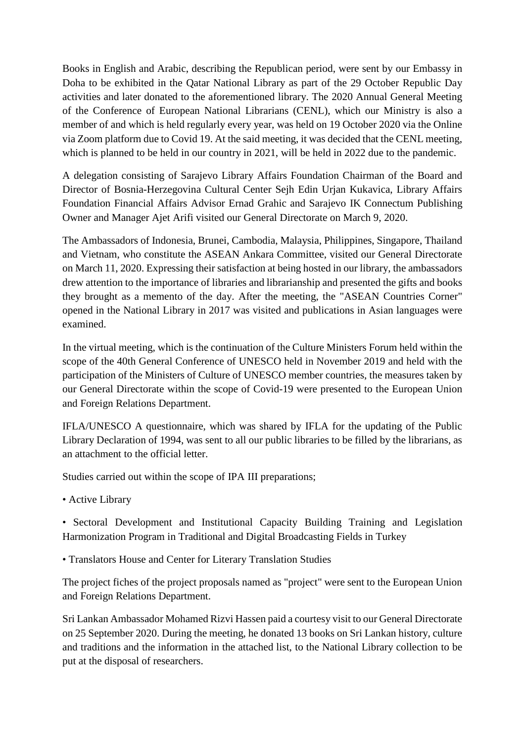Books in English and Arabic, describing the Republican period, were sent by our Embassy in Doha to be exhibited in the Qatar National Library as part of the 29 October Republic Day activities and later donated to the aforementioned library. The 2020 Annual General Meeting of the Conference of European National Librarians (CENL), which our Ministry is also a member of and which is held regularly every year, was held on 19 October 2020 via the Online via Zoom platform due to Covid 19. At the said meeting, it was decided that the CENL meeting, which is planned to be held in our country in 2021, will be held in 2022 due to the pandemic.

A delegation consisting of Sarajevo Library Affairs Foundation Chairman of the Board and Director of Bosnia-Herzegovina Cultural Center Sejh Edin Urjan Kukavica, Library Affairs Foundation Financial Affairs Advisor Ernad Grahic and Sarajevo IK Connectum Publishing Owner and Manager Ajet Arifi visited our General Directorate on March 9, 2020.

The Ambassadors of Indonesia, Brunei, Cambodia, Malaysia, Philippines, Singapore, Thailand and Vietnam, who constitute the ASEAN Ankara Committee, visited our General Directorate on March 11, 2020. Expressing their satisfaction at being hosted in our library, the ambassadors drew attention to the importance of libraries and librarianship and presented the gifts and books they brought as a memento of the day. After the meeting, the "ASEAN Countries Corner" opened in the National Library in 2017 was visited and publications in Asian languages were examined.

In the virtual meeting, which is the continuation of the Culture Ministers Forum held within the scope of the 40th General Conference of UNESCO held in November 2019 and held with the participation of the Ministers of Culture of UNESCO member countries, the measures taken by our General Directorate within the scope of Covid-19 were presented to the European Union and Foreign Relations Department.

IFLA/UNESCO A questionnaire, which was shared by IFLA for the updating of the Public Library Declaration of 1994, was sent to all our public libraries to be filled by the librarians, as an attachment to the official letter.

Studies carried out within the scope of IPA III preparations;

- Active Library
- Sectoral Development and Institutional Capacity Building Training and Legislation Harmonization Program in Traditional and Digital Broadcasting Fields in Turkey
- Translators House and Center for Literary Translation Studies

The project fiches of the project proposals named as "project" were sent to the European Union and Foreign Relations Department.

Sri Lankan Ambassador Mohamed Rizvi Hassen paid a courtesy visit to our General Directorate on 25 September 2020. During the meeting, he donated 13 books on Sri Lankan history, culture and traditions and the information in the attached list, to the National Library collection to be put at the disposal of researchers.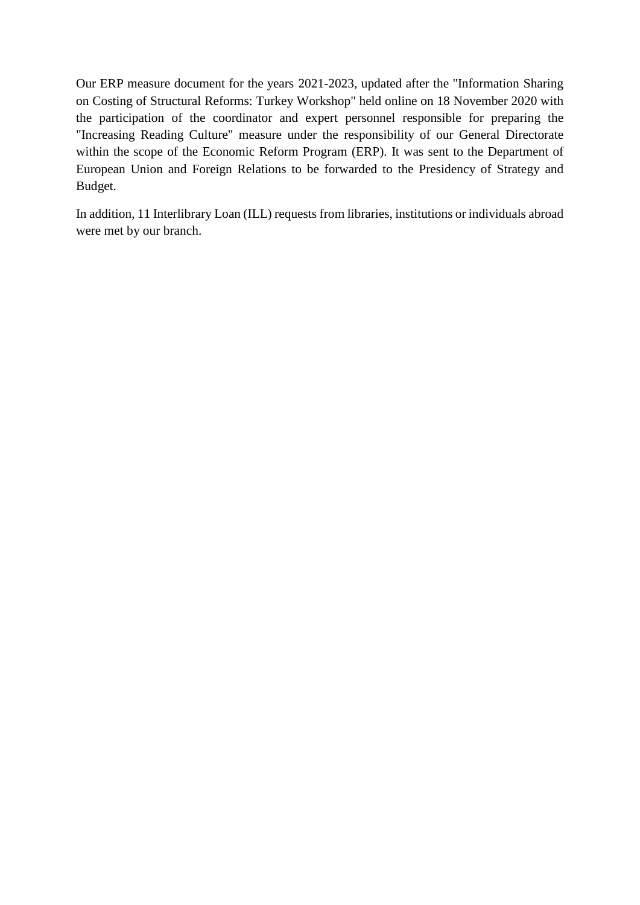Our ERP measure document for the years 2021-2023, updated after the "Information Sharing on Costing of Structural Reforms: Turkey Workshop" held online on 18 November 2020 with the participation of the coordinator and expert personnel responsible for preparing the "Increasing Reading Culture" measure under the responsibility of our General Directorate within the scope of the Economic Reform Program (ERP). It was sent to the Department of European Union and Foreign Relations to be forwarded to the Presidency of Strategy and Budget.

In addition, 11 Interlibrary Loan (ILL) requests from libraries, institutions or individuals abroad were met by our branch.